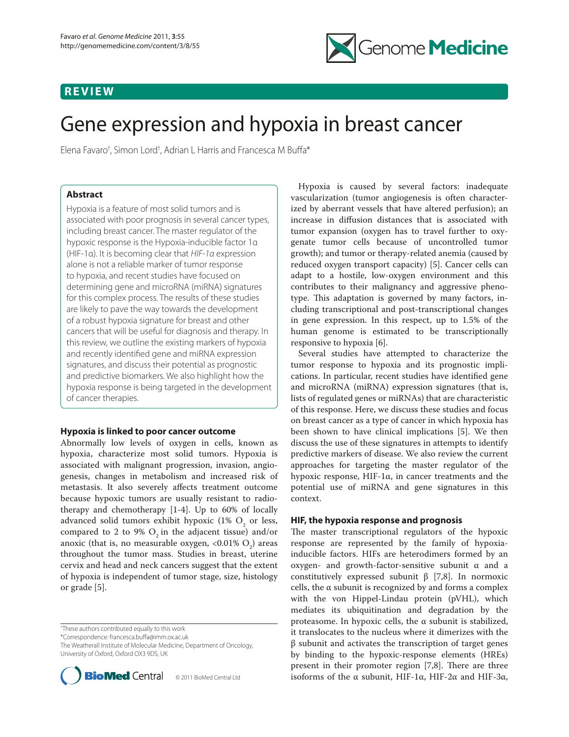REVIEW

# Gene expression and hypoxia in breast cancer

Elena Favaro[†], Simon Lord[†], Adrian L Harris and Francesca M Buffa*

## Abstract

Hypoxia is a feature of most solid tumors and is associated with poor prognosis in several cancer types, including breast cancer. The master regulator of the hypoxic response is the Hypoxia-inducible factor 1α (HIF-1α). It is becoming clear that *HIF-1α* expression alone is not a reliable marker of tumor response to hypoxia, and recent studies have focused on determining gene and microRNA (miRNA) signatures for this complex process. The results of these studies are likely to pave the way towards the development of a robust hypoxia signature for breast and other cancers that will be useful for diagnosis and therapy. In this review, we outline the existing markers of hypoxia and recently identified gene and miRNA expression signatures, and discuss their potential as prognostic and predictive biomarkers. We also highlight how the hypoxia response is being targeted in the development of cancer therapies.

## Hypoxia is linked to poor cancer outcome

Abnormally low levels of oxygen in cells, known as hypoxia, characterize most solid tumors. Hypoxia is associated with malignant progression, invasion, angiogenesis, changes in metabolism and increased risk of metastasis. It also severely affects treatment outcome because hypoxic tumors are usually resistant to radiotherapy and chemotherapy [1-4]. Up to 60% of locally advanced solid tumors exhibit hypoxic (1% $O_2$ or less, compared to 2 to 9% $O_2$ in the adjacent tissue) and/or anoxic (that is, no measurable oxygen, <0.01% $O_2$) areas throughout the tumor mass. Studies in breast, uterine cervix and head and neck cancers suggest that the extent of hypoxia is independent of tumor stage, size, histology or grade [5].

Hypoxia is caused by several factors: inadequate vascularization (tumor angiogenesis is often characterized by aberrant vessels that have altered perfusion); an increase in diffusion distances that is associated with tumor expansion (oxygen has to travel further to oxygenate tumor cells because of uncontrolled tumor growth); and tumor or therapy-related anemia (caused by reduced oxygen transport capacity) [5]. Cancer cells can adapt to a hostile, low-oxygen environment and this contributes to their malignancy and aggressive phenotype. This adaptation is governed by many factors, including transcriptional and post-transcriptional changes in gene expression. In this respect, up to 1.5% of the human genome is estimated to be transcriptionally responsive to hypoxia [6].

Several studies have attempted to characterize the tumor response to hypoxia and its prognostic implications. In particular, recent studies have identified gene and microRNA (miRNA) expression signatures (that is, lists of regulated genes or miRNAs) that are characteristic of this response. Here, we discuss these studies and focus on breast cancer as a type of cancer in which hypoxia has been shown to have clinical implications [5]. We then discuss the use of these signatures in attempts to identify predictive markers of disease. We also review the current approaches for targeting the master regulator of the hypoxic response, HIF-1α, in cancer treatments and the potential use of miRNA and gene signatures in this context.

## HIF, the hypoxia response and prognosis

The master transcriptional regulators of the hypoxic response are represented by the family of hypoxia-inducible factors. HIFs are heterodimers formed by an oxygen- and growth-factor-sensitive subunit α and a constitutively expressed subunit β [7,8]. In normoxic cells, the α subunit is recognized by and forms a complex with the von Hippel-Lindau protein (pVHL), which mediates its ubiquitination and degradation by the proteasome. In hypoxic cells, the α subunit is stabilized, it translocates to the nucleus where it dimerizes with the β subunit and activates the transcription of target genes by binding to the hypoxic-response elements (HREs) present in their promoter region [7,8]. There are three isoforms of the α subunit, HIF-1α, HIF-2α and HIF-3α,

[†]These authors contributed equally to this work
*Correspondence: francesca.buffa@imm.ox.ac.uk
The Weatherall Institute of Molecular Medicine, Department of Oncology, University of Oxford, Oxford OX3 9DS, UK

© 2011 BioMed Central Ltd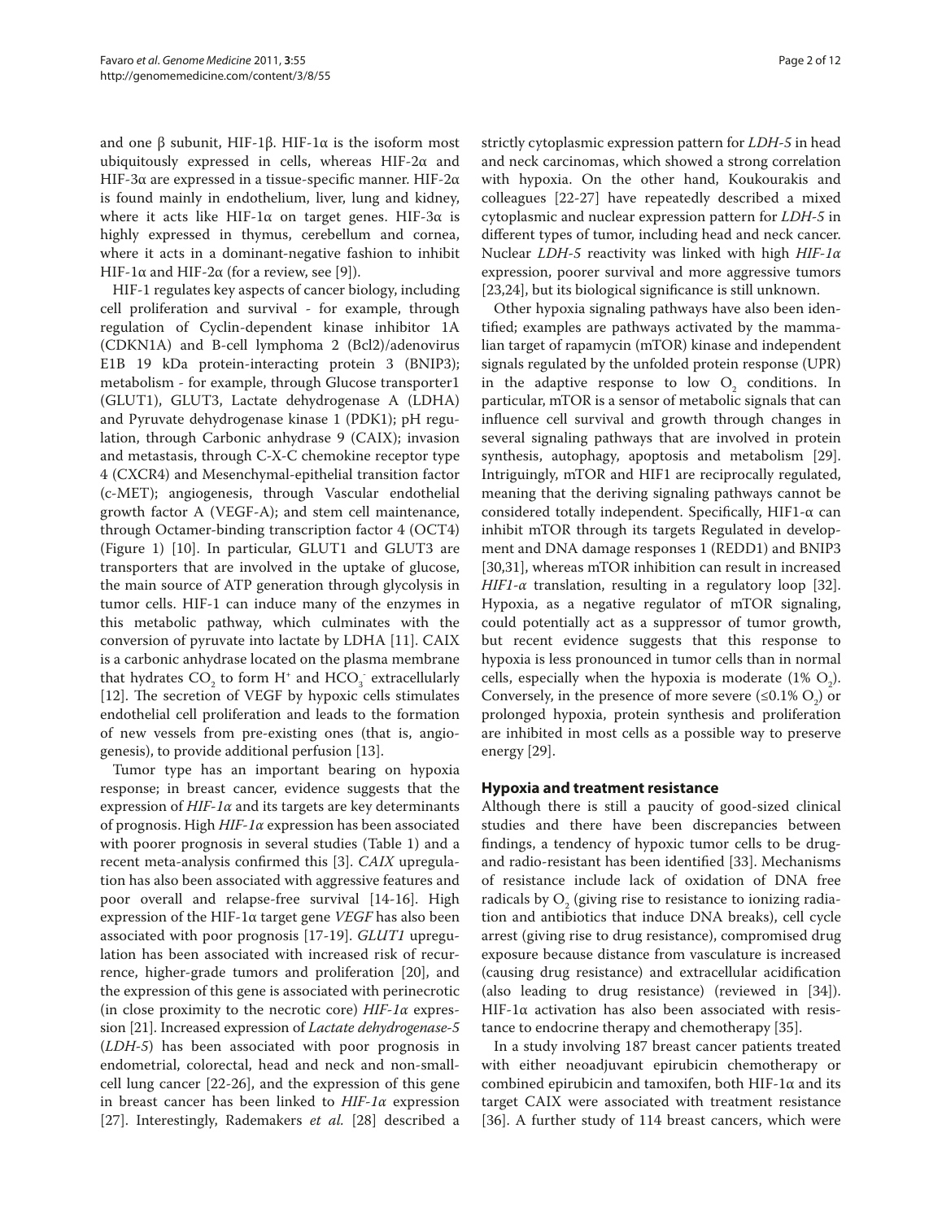and one β subunit, HIF-1β. HIF-1α is the isoform most ubiquitously expressed in cells, whereas HIF-2α and HIF-3α are expressed in a tissue-specific manner. HIF-2α is found mainly in endothelium, liver, lung and kidney, where it acts like HIF-1α on target genes. HIF-3α is highly expressed in thymus, cerebellum and cornea, where it acts in a dominant-negative fashion to inhibit HIF-1α and HIF-2α (for a review, see [9]).

HIF-1 regulates key aspects of cancer biology, including cell proliferation and survival - for example, through regulation of Cyclin-dependent kinase inhibitor 1A (CDKN1A) and B-cell lymphoma 2 (Bcl2)/adenovirus E1B 19 kDa protein-interacting protein 3 (BNIP3); metabolism - for example, through Glucose transporter1 (GLUT1), GLUT3, Lactate dehydrogenase A (LDHA) and Pyruvate dehydrogenase kinase 1 (PDK1); pH regulation, through Carbonic anhydrase 9 (CAIX); invasion and metastasis, through C-X-C chemokine receptor type 4 (CXCR4) and Mesenchymal-epithelial transition factor (c-MET); angiogenesis, through Vascular endothelial growth factor A (VEGF-A); and stem cell maintenance, through Octamer-binding transcription factor 4 (OCT4) (Figure 1) [10]. In particular, GLUT1 and GLUT3 are transporters that are involved in the uptake of glucose, the main source of ATP generation through glycolysis in tumor cells. HIF-1 can induce many of the enzymes in this metabolic pathway, which culminates with the conversion of pyruvate into lactate by LDHA [11]. CAIX is a carbonic anhydrase located on the plasma membrane that hydrates $CO_2$ to form $H^+$ and $HCO_3^-$ extracellularly [12]. The secretion of VEGF by hypoxic cells stimulates endothelial cell proliferation and leads to the formation of new vessels from pre-existing ones (that is, angiogenesis), to provide additional perfusion [13].

Tumor type has an important bearing on hypoxia response; in breast cancer, evidence suggests that the expression of *HIF-1α* and its targets are key determinants of prognosis. High *HIF-1α* expression has been associated with poorer prognosis in several studies (Table 1) and a recent meta-analysis confirmed this [3]. *CAIX* upregulation has also been associated with aggressive features and poor overall and relapse-free survival [14-16]. High expression of the HIF-1α target gene *VEGF* has also been associated with poor prognosis [17-19]. *GLUT1* upregulation has been associated with increased risk of recurrence, higher-grade tumors and proliferation [20], and the expression of this gene is associated with perinecrotic (in close proximity to the necrotic core) *HIF-1α* expression [21]. Increased expression of *Lactate dehydrogenase-5* (*LDH-5*) has been associated with poor prognosis in endometrial, colorectal, head and neck and non-small-cell lung cancer [22-26], and the expression of this gene in breast cancer has been linked to *HIF-1α* expression [27]. Interestingly, Rademakers *et al.* [28] described a strictly cytoplasmic expression pattern for *LDH-5* in head and neck carcinomas, which showed a strong correlation with hypoxia. On the other hand, Koukourakis and colleagues [22-27] have repeatedly described a mixed cytoplasmic and nuclear expression pattern for *LDH-5* in different types of tumor, including head and neck cancer. Nuclear *LDH-5* reactivity was linked with high *HIF-1α* expression, poorer survival and more aggressive tumors [23,24], but its biological significance is still unknown.

Other hypoxia signaling pathways have also been identified; examples are pathways activated by the mammalian target of rapamycin (mTOR) kinase and independent signals regulated by the unfolded protein response (UPR) in the adaptive response to low $O_2$ conditions. In particular, mTOR is a sensor of metabolic signals that can influence cell survival and growth through changes in several signaling pathways that are involved in protein synthesis, autophagy, apoptosis and metabolism [29]. Intriguingly, mTOR and HIF1 are reciprocally regulated, meaning that the deriving signaling pathways cannot be considered totally independent. Specifically, HIF1-α can inhibit mTOR through its targets Regulated in development and DNA damage responses 1 (REDD1) and BNIP3 [30,31], whereas mTOR inhibition can result in increased *HIF1-α* translation, resulting in a regulatory loop [32]. Hypoxia, as a negative regulator of mTOR signaling, could potentially act as a suppressor of tumor growth, but recent evidence suggests that this response to hypoxia is less pronounced in tumor cells than in normal cells, especially when the hypoxia is moderate (1% $O_2$). Conversely, in the presence of more severe (≤0.1% $O_2$) or prolonged hypoxia, protein synthesis and proliferation are inhibited in most cells as a possible way to preserve energy [29].

## Hypoxia and treatment resistance

Although there is still a paucity of good-sized clinical studies and there have been discrepancies between findings, a tendency of hypoxic tumor cells to be drug- and radio-resistant has been identified [33]. Mechanisms of resistance include lack of oxidation of DNA free radicals by $O_2$ (giving rise to resistance to ionizing radiation and antibiotics that induce DNA breaks), cell cycle arrest (giving rise to drug resistance), compromised drug exposure because distance from vasculature is increased (causing drug resistance) and extracellular acidification (also leading to drug resistance) (reviewed in [34]). HIF-1α activation has also been associated with resistance to endocrine therapy and chemotherapy [35].

In a study involving 187 breast cancer patients treated with either neoadjuvant epirubicin chemotherapy or combined epirubicin and tamoxifen, both HIF-1α and its target CAIX were associated with treatment resistance [36]. A further study of 114 breast cancers, which were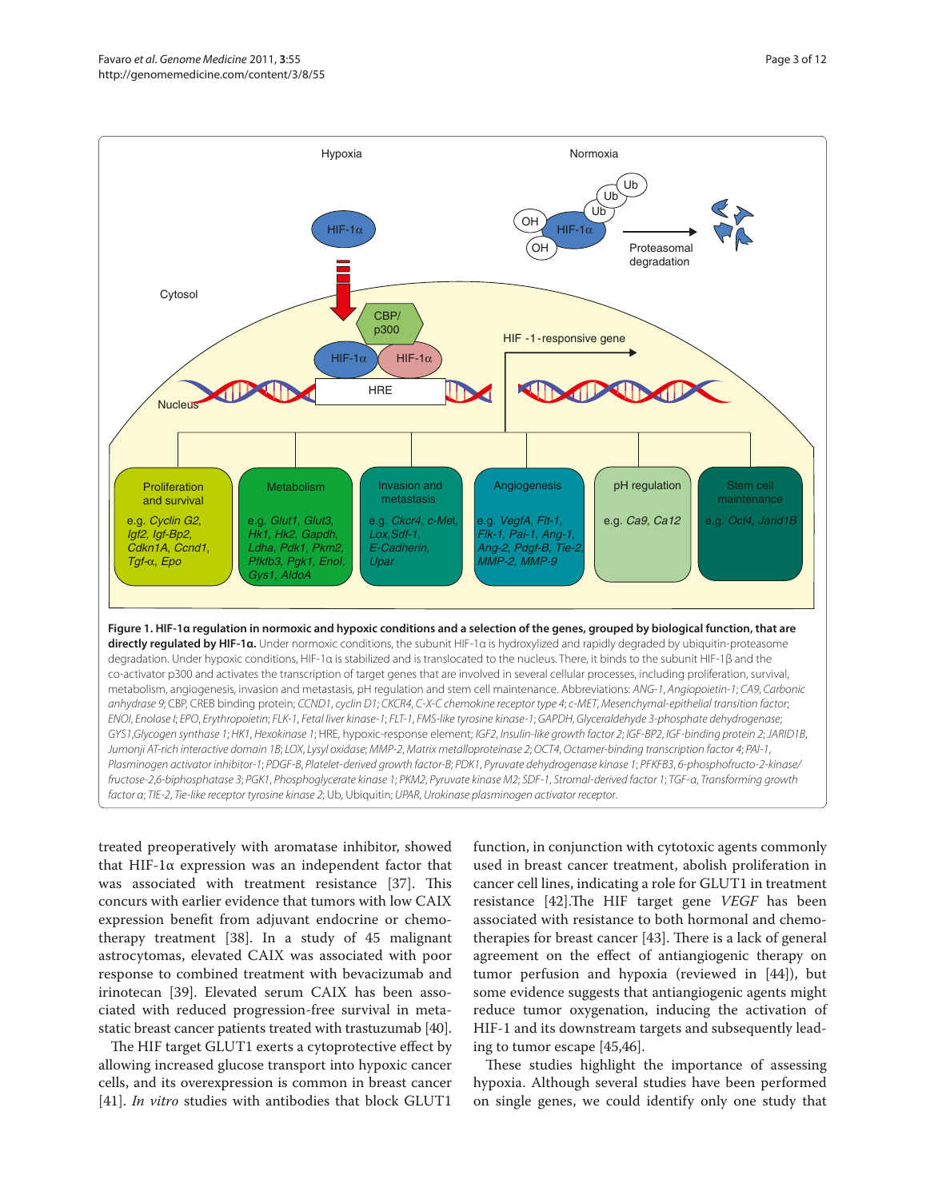**Figure 1. HIF-1α regulation in normoxic and hypoxic conditions and a selection of the genes, grouped by biological function, that are directly regulated by HIF-1α.** Under normoxic conditions, the subunit HIF-1α is hydroxylized and rapidly degraded by ubiquitin-proteasome degradation. Under hypoxic conditions, HIF-1α is stabilized and is translocated to the nucleus. There, it binds to the subunit HIF-1β and the co-activator p300 and activates the transcription of target genes that are involved in several cellular processes, including proliferation, survival, metabolism, angiogenesis, invasion and metastasis, pH regulation and stem cell maintenance. Abbreviations: *ANG-1, Angiopoietin-1*; *CA9, Carbonic anhydrase 9*; CBP, CREB binding protein; *CCND1, cyclin D1*; *CKCR4, C-X-C chemokine receptor type 4*; *c-MET, Mesenchymal-epithelial transition factor*; *ENOI, Enolase I*; *EPO, Erythropoietin*; *FLK-1, Fetal liver kinase-1*; *FLT-1, FMS-like tyrosine kinase-1*; *GAPDH, Glyceraldehyde 3-phosphate dehydrogenase*; *GYS1,Glycogen synthase 1*; *HK1, Hexokinase 1*; HRE, hypoxic-response element; *IGF2, Insulin-like growth factor 2*; *IGF-BP2, IGF-binding protein 2*; *JARID1B, Jumonji AT-rich interactive domain 1B*; *LOX, Lysyl oxidase*; *MMP-2, Matrix metalloproteinase 2*; *OCT4, Octamer-binding transcription factor 4*; *PAI-1, Plasminogen activator inhibitor-1*; *PDGF-B, Platelet-derived growth factor-B*; *PDK1, Pyruvate dehydrogenase kinase 1*; *PFKFB3, 6-phosphofructo-2-kinase/fructose-2,6-biphosphatase 3*; *PGK1, Phosphoglycerate kinase 1*; *PKM2, Pyruvate kinase M2*; *SDF-1, Stromal-derived factor 1*; *TGF-α, Transforming growth factor α*; *TIE-2, Tie-like receptor tyrosine kinase 2*; Ub, Ubiquitin; *UPAR, Urokinase plasminogen activator receptor*.

treated preoperatively with aromatase inhibitor, showed that HIF-1α expression was an independent factor that was associated with treatment resistance [37]. This concurs with earlier evidence that tumors with low CAIX expression benefit from adjuvant endocrine or chemotherapy treatment [38]. In a study of 45 malignant astrocytomas, elevated CAIX was associated with poor response to combined treatment with bevacizumab and irinotecan [39]. Elevated serum CAIX has been associated with reduced progression-free survival in metastatic breast cancer patients treated with trastuzumab [40].

The HIF target GLUT1 exerts a cytoprotective effect by allowing increased glucose transport into hypoxic cancer cells, and its overexpression is common in breast cancer [41]. *In vitro* studies with antibodies that block GLUT1 function, in conjunction with cytotoxic agents commonly used in breast cancer treatment, abolish proliferation in cancer cell lines, indicating a role for GLUT1 in treatment resistance [42].The HIF target gene *VEGF* has been associated with resistance to both hormonal and chemotherapies for breast cancer [43]. There is a lack of general agreement on the effect of antiangiogenic therapy on tumor perfusion and hypoxia (reviewed in [44]), but some evidence suggests that antiangiogenic agents might reduce tumor oxygenation, inducing the activation of HIF-1 and its downstream targets and subsequently leading to tumor escape [45,46].

These studies highlight the importance of assessing hypoxia. Although several studies have been performed on single genes, we could identify only one study that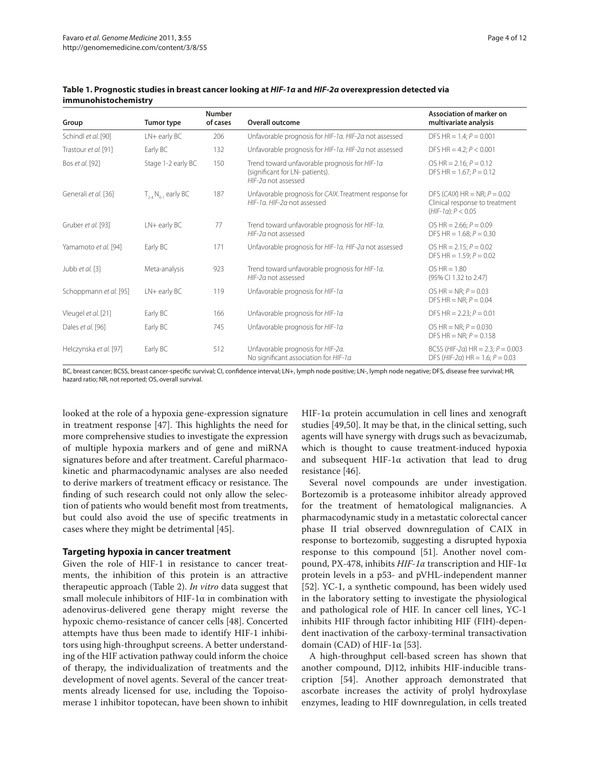**Table 1. Prognostic studies in breast cancer looking at *HIF-1α* and *HIF-2α* overexpression detected via immunohistochemistry**

| Group | Tumor type | Number of cases | Overall outcome | Association of marker on multivariate analysis |
|---|---|---|---|---|
| Schindl *et al.* [90] | LN+ early BC | 206 | Unfavorable prognosis for *HIF-1α*. *HIF-2α* not assessed | DFS HR = 1.4; $P = 0.001$ |
| Trastour *et al.* [91] | Early BC | 132 | Unfavorable prognosis for *HIF-1α*. *HIF-2α* not assessed | DFS HR = 4.2; $P < 0.001$ |
| Bos *et al.* [92] | Stage 1-2 early BC | 150 | Trend toward unfavorable prognosis for *HIF-1α* (significant for LN- patients). *HIF-2α* not assessed | OS HR = 2.16; $P = 0.12$ DFS HR = 1.67; $P = 0.12$ |
| Generali *et al.* [36] | $T_{2\text{-}4}N_{0\text{-}1}$ early BC | 187 | Unfavorable prognosis for *CAIX*. Treatment response for *HIF-1α*. *HIF-2α* not assessed | DFS (*CAIX*) HR = NR; $P = 0.02$ Clinical response to treatment (*HIF-1α*): $P < 0.05$ |
| Gruber *et al.* [93] | LN+ early BC | 77 | Trend toward unfavorable prognosis for *HIF-1α*. *HIF-2α* not assessed | OS HR = 2.66; $P = 0.09$ DFS HR = 1.68; $P = 0.30$ |
| Yamamoto *et al.* [94] | Early BC | 171 | Unfavorable prognosis for *HIF-1α*. *HIF-2α* not assessed | OS HR = 2.15; $P = 0.02$ DFS HR = 1.59; $P = 0.02$ |
| Jubb *et al.* [3] | Meta-analysis | 923 | Trend toward unfavorable prognosis for *HIF-1α*. *HIF-2α* not assessed | OS HR = 1.80 (95% CI 1.32 to 2.47) |
| Schoppmann *et al.* [95] | LN+ early BC | 119 | Unfavorable prognosis for *HIF-1α* | OS HR = NR; $P = 0.03$ DFS HR = NR; $P = 0.04$ |
| Vleugel *et al.* [21] | Early BC | 166 | Unfavorable prognosis for *HIF-1α* | DFS HR = 2.23; $P = 0.01$ |
| Dales *et al.* [96] | Early BC | 745 | Unfavorable prognosis for *HIF-1α* | OS HR = NR; $P = 0.030$ DFS HR = NR; $P = 0.158$ |
| Helczynska *et al.* [97] | Early BC | 512 | Unfavorable prognosis for *HIF-2α*. No significant association for *HIF-1α* | BCSS (*HIF-2α*) HR = 2.3; $P = 0.003$ DFS (*HIF-2α*) HR = 1.6; $P = 0.03$ |

BC, breast cancer; BCSS, breast cancer-specific survival; CI, confidence interval; LN+, lymph node positive; LN-, lymph node negative; DFS, disease free survival; HR, hazard ratio; NR, not reported; OS, overall survival.

looked at the role of a hypoxia gene-expression signature in treatment response [47]. This highlights the need for more comprehensive studies to investigate the expression of multiple hypoxia markers and of gene and miRNA signatures before and after treatment. Careful pharmacokinetic and pharmacodynamic analyses are also needed to derive markers of treatment efficacy or resistance. The finding of such research could not only allow the selection of patients who would benefit most from treatments, but could also avoid the use of specific treatments in cases where they might be detrimental [45].

## Targeting hypoxia in cancer treatment

Given the role of HIF-1 in resistance to cancer treatments, the inhibition of this protein is an attractive therapeutic approach (Table 2). *In vitro* data suggest that small molecule inhibitors of HIF-1α in combination with adenovirus-delivered gene therapy might reverse the hypoxic chemo-resistance of cancer cells [48]. Concerted attempts have thus been made to identify HIF-1 inhibitors using high-throughput screens. A better understanding of the HIF activation pathway could inform the choice of therapy, the individualization of treatments and the development of novel agents. Several of the cancer treatments already licensed for use, including the Topoisomerase 1 inhibitor topotecan, have been shown to inhibit HIF-1α protein accumulation in cell lines and xenograft studies [49,50]. It may be that, in the clinical setting, such agents will have synergy with drugs such as bevacizumab, which is thought to cause treatment-induced hypoxia and subsequent HIF-1α activation that lead to drug resistance [46].

Several novel compounds are under investigation. Bortezomib is a proteasome inhibitor already approved for the treatment of hematological malignancies. A pharmacodynamic study in a metastatic colorectal cancer phase II trial observed downregulation of CAIX in response to bortezomib, suggesting a disrupted hypoxia response to this compound [51]. Another novel compound, PX-478, inhibits *HIF-1α* transcription and HIF-1α protein levels in a p53- and pVHL-independent manner [52]. YC-1, a synthetic compound, has been widely used in the laboratory setting to investigate the physiological and pathological role of HIF. In cancer cell lines, YC-1 inhibits HIF through factor inhibiting HIF (FIH)-dependent inactivation of the carboxy-terminal transactivation domain (CAD) of HIF-1α [53].

A high-throughput cell-based screen has shown that another compound, DJ12, inhibits HIF-inducible transcription [54]. Another approach demonstrated that ascorbate increases the activity of prolyl hydroxylase enzymes, leading to HIF downregulation, in cells treated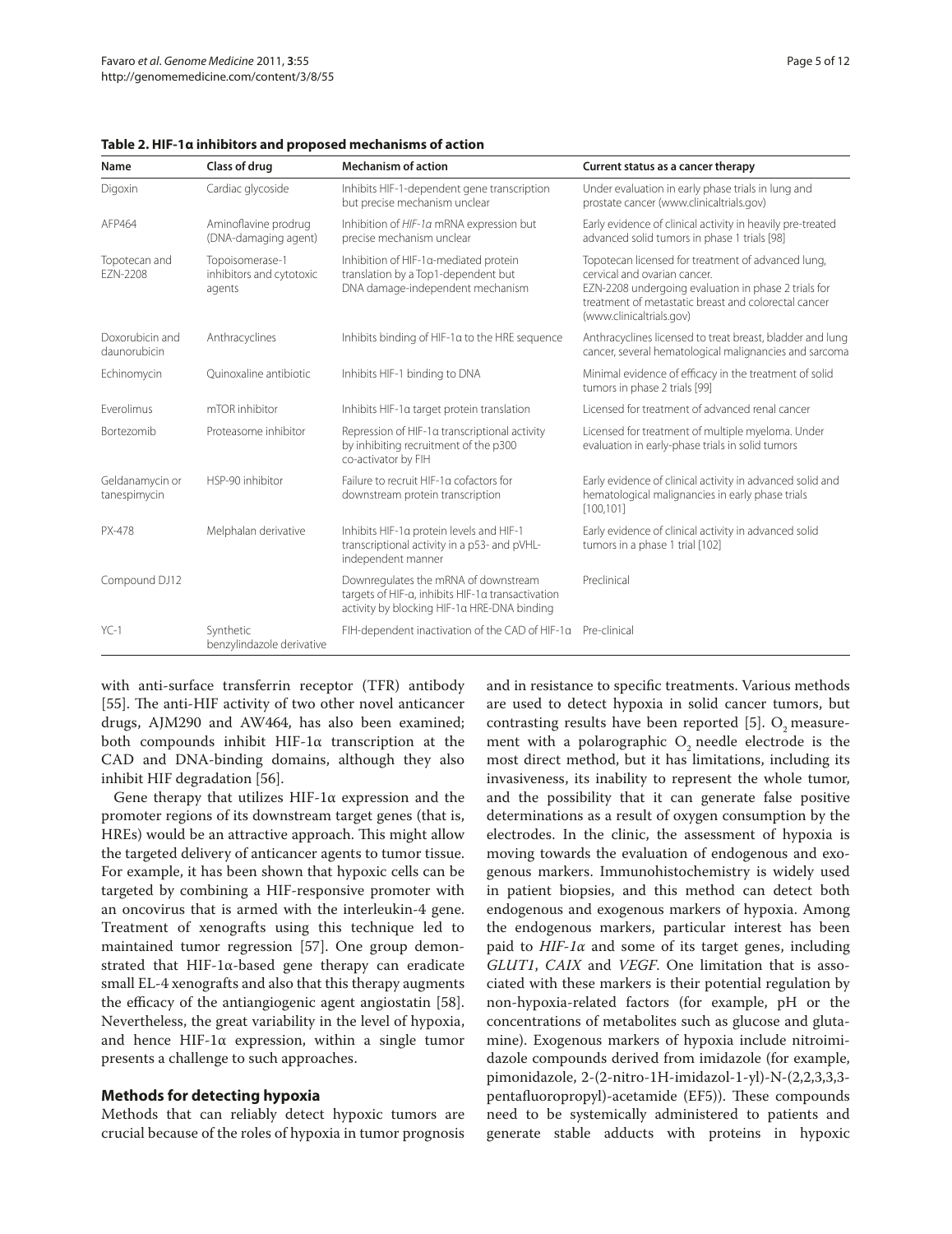**Table 2. HIF-1α inhibitors and proposed mechanisms of action**

| Name | Class of drug | Mechanism of action | Current status as a cancer therapy |
| --- | --- | --- | --- |
| Digoxin | Cardiac glycoside | Inhibits HIF-1-dependent gene transcription but precise mechanism unclear | Under evaluation in early phase trials in lung and prostate cancer (www.clinicaltrials.gov) |
| AFP464 | Aminoflavine prodrug (DNA-damaging agent) | Inhibition of *HIF-1α* mRNA expression but precise mechanism unclear | Early evidence of clinical activity in heavily pre-treated advanced solid tumors in phase 1 trials [98] |
| Topotecan and EZN-2208 | Topoisomerase-1 inhibitors and cytotoxic agents | Inhibition of HIF-1α-mediated protein translation by a Top1-dependent but DNA damage-independent mechanism | Topotecan licensed for treatment of advanced lung, cervical and ovarian cancer. EZN-2208 undergoing evaluation in phase 2 trials for treatment of metastatic breast and colorectal cancer (www.clinicaltrials.gov) |
| Doxorubicin and daunorubicin | Anthracyclines | Inhibits binding of HIF-1α to the HRE sequence | Anthracyclines licensed to treat breast, bladder and lung cancer, several hematological malignancies and sarcoma |
| Echinomycin | Quinoxaline antibiotic | Inhibits HIF-1 binding to DNA | Minimal evidence of efficacy in the treatment of solid tumors in phase 2 trials [99] |
| Everolimus | mTOR inhibitor | Inhibits HIF-1α target protein translation | Licensed for treatment of advanced renal cancer |
| Bortezomib | Proteasome inhibitor | Repression of HIF-1α transcriptional activity by inhibiting recruitment of the p300 co-activator by FIH | Licensed for treatment of multiple myeloma. Under evaluation in early-phase trials in solid tumors |
| Geldanamycin or tanespimycin | HSP-90 inhibitor | Failure to recruit HIF-1α cofactors for downstream protein transcription | Early evidence of clinical activity in advanced solid and hematological malignancies in early phase trials [100,101] |
| PX-478 | Melphalan derivative | Inhibits HIF-1α protein levels and HIF-1 transcriptional activity in a p53- and pVHL-independent manner | Early evidence of clinical activity in advanced solid tumors in a phase 1 trial [102] |
| Compound DJ12 | | Downregulates the mRNA of downstream targets of HIF-α, inhibits HIF-1α transactivation activity by blocking HIF-1α HRE-DNA binding | Preclinical |
| YC-1 | Synthetic benzylindazole derivative | FIH-dependent inactivation of the CAD of HIF-1α | Pre-clinical |

with anti-surface transferrin receptor (TFR) antibody [55]. The anti-HIF activity of two other novel anticancer drugs, AJM290 and AW464, has also been examined; both compounds inhibit HIF-1α transcription at the CAD and DNA-binding domains, although they also inhibit HIF degradation [56].

Gene therapy that utilizes HIF-1α expression and the promoter regions of its downstream target genes (that is, HREs) would be an attractive approach. This might allow the targeted delivery of anticancer agents to tumor tissue. For example, it has been shown that hypoxic cells can be targeted by combining a HIF-responsive promoter with an oncovirus that is armed with the interleukin-4 gene. Treatment of xenografts using this technique led to maintained tumor regression [57]. One group demonstrated that HIF-1α-based gene therapy can eradicate small EL-4 xenografts and also that this therapy augments the efficacy of the antiangiogenic agent angiostatin [58]. Nevertheless, the great variability in the level of hypoxia, and hence HIF-1α expression, within a single tumor presents a challenge to such approaches.

## Methods for detecting hypoxia

Methods that can reliably detect hypoxic tumors are crucial because of the roles of hypoxia in tumor prognosis and in resistance to specific treatments. Various methods are used to detect hypoxia in solid cancer tumors, but contrasting results have been reported [5]. $O_2$ measurement with a polarographic $O_2$ needle electrode is the most direct method, but it has limitations, including its invasiveness, its inability to represent the whole tumor, and the possibility that it can generate false positive determinations as a result of oxygen consumption by the electrodes. In the clinic, the assessment of hypoxia is moving towards the evaluation of endogenous and exogenous markers. Immunohistochemistry is widely used in patient biopsies, and this method can detect both endogenous and exogenous markers of hypoxia. Among the endogenous markers, particular interest has been paid to *HIF-1α* and some of its target genes, including *GLUT1*, *CAIX* and *VEGF*. One limitation that is associated with these markers is their potential regulation by non-hypoxia-related factors (for example, pH or the concentrations of metabolites such as glucose and glutamine). Exogenous markers of hypoxia include nitroimidazole compounds derived from imidazole (for example, pimonidazole, 2-(2-nitro-1H-imidazol-1-yl)-N-(2,2,3,3,3-pentafluoropropyl)-acetamide (EF5)). These compounds need to be systemically administered to patients and generate stable adducts with proteins in hypoxic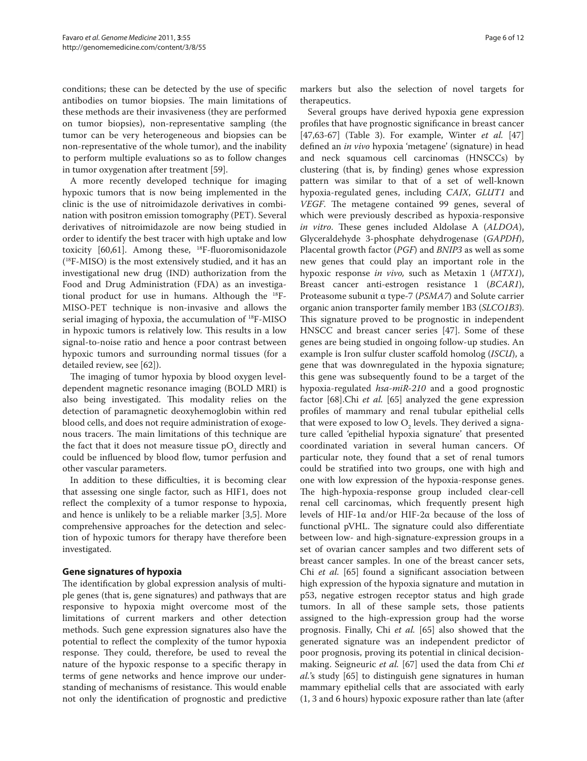conditions; these can be detected by the use of specific antibodies on tumor biopsies. The main limitations of these methods are their invasiveness (they are performed on tumor biopsies), non-representative sampling (the tumor can be very heterogeneous and biopsies can be non-representative of the whole tumor), and the inability to perform multiple evaluations so as to follow changes in tumor oxygenation after treatment [59].

A more recently developed technique for imaging hypoxic tumors that is now being implemented in the clinic is the use of nitroimidazole derivatives in combination with positron emission tomography (PET). Several derivatives of nitroimidazole are now being studied in order to identify the best tracer with high uptake and low toxicity [60,61]. Among these, $^{18}$F-fluoromisonidazole ($^{18}$F-MISO) is the most extensively studied, and it has an investigational new drug (IND) authorization from the Food and Drug Administration (FDA) as an investigational product for use in humans. Although the $^{18}$F-MISO-PET technique is non-invasive and allows the serial imaging of hypoxia, the accumulation of $^{18}$F-MISO in hypoxic tumors is relatively low. This results in a low signal-to-noise ratio and hence a poor contrast between hypoxic tumors and surrounding normal tissues (for a detailed review, see [62]).

The imaging of tumor hypoxia by blood oxygen level-dependent magnetic resonance imaging (BOLD MRI) is also being investigated. This modality relies on the detection of paramagnetic deoxyhemoglobin within red blood cells, and does not require administration of exogenous tracers. The main limitations of this technique are the fact that it does not measure tissue $pO_2$ directly and could be influenced by blood flow, tumor perfusion and other vascular parameters.

In addition to these difficulties, it is becoming clear that assessing one single factor, such as HIF1, does not reflect the complexity of a tumor response to hypoxia, and hence is unlikely to be a reliable marker [3,5]. More comprehensive approaches for the detection and selection of hypoxic tumors for therapy have therefore been investigated.

## Gene signatures of hypoxia

The identification by global expression analysis of multiple genes (that is, gene signatures) and pathways that are responsive to hypoxia might overcome most of the limitations of current markers and other detection methods. Such gene expression signatures also have the potential to reflect the complexity of the tumor hypoxia response. They could, therefore, be used to reveal the nature of the hypoxic response to a specific therapy in terms of gene networks and hence improve our understanding of mechanisms of resistance. This would enable not only the identification of prognostic and predictive markers but also the selection of novel targets for therapeutics.

Several groups have derived hypoxia gene expression profiles that have prognostic significance in breast cancer [47,63-67] (Table 3). For example, Winter *et al.* [47] defined an *in vivo* hypoxia 'metagene' (signature) in head and neck squamous cell carcinomas (HNSCCs) by clustering (that is, by finding) genes whose expression pattern was similar to that of a set of well-known hypoxia-regulated genes, including *CAIX*, *GLUT1* and *VEGF*. The metagene contained 99 genes, several of which were previously described as hypoxia-responsive *in vitro*. These genes included Aldolase A (*ALDOA*), Glyceraldehyde 3-phosphate dehydrogenase (*GAPDH*), Placental growth factor (*PGF*) and *BNIP3* as well as some new genes that could play an important role in the hypoxic response *in vivo*, such as Metaxin 1 (*MTX1*), Breast cancer anti-estrogen resistance 1 (*BCAR1*), Proteasome subunit α type-7 (*PSMA7*) and Solute carrier organic anion transporter family member 1B3 (*SLCO1B3*). This signature proved to be prognostic in independent HNSCC and breast cancer series [47]. Some of these genes are being studied in ongoing follow-up studies. An example is Iron sulfur cluster scaffold homolog (*ISCU*), a gene that was downregulated in the hypoxia signature; this gene was subsequently found to be a target of the hypoxia-regulated *hsa-miR-210* and a good prognostic factor [68].Chi *et al.* [65] analyzed the gene expression profiles of mammary and renal tubular epithelial cells that were exposed to low $O_2$ levels. They derived a signature called 'epithelial hypoxia signature' that presented coordinated variation in several human cancers. Of particular note, they found that a set of renal tumors could be stratified into two groups, one with high and one with low expression of the hypoxia-response genes. The high-hypoxia-response group included clear-cell renal cell carcinomas, which frequently present high levels of HIF-1α and/or HIF-2α because of the loss of functional pVHL. The signature could also differentiate between low- and high-signature-expression groups in a set of ovarian cancer samples and two different sets of breast cancer samples. In one of the breast cancer sets, Chi *et al.* [65] found a significant association between high expression of the hypoxia signature and mutation in p53, negative estrogen receptor status and high grade tumors. In all of these sample sets, those patients assigned to the high-expression group had the worse prognosis. Finally, Chi *et al.* [65] also showed that the generated signature was an independent predictor of poor prognosis, proving its potential in clinical decision-making. Seigneuric *et al.* [67] used the data from Chi *et al.*'s study [65] to distinguish gene signatures in human mammary epithelial cells that are associated with early (1, 3 and 6 hours) hypoxic exposure rather than late (after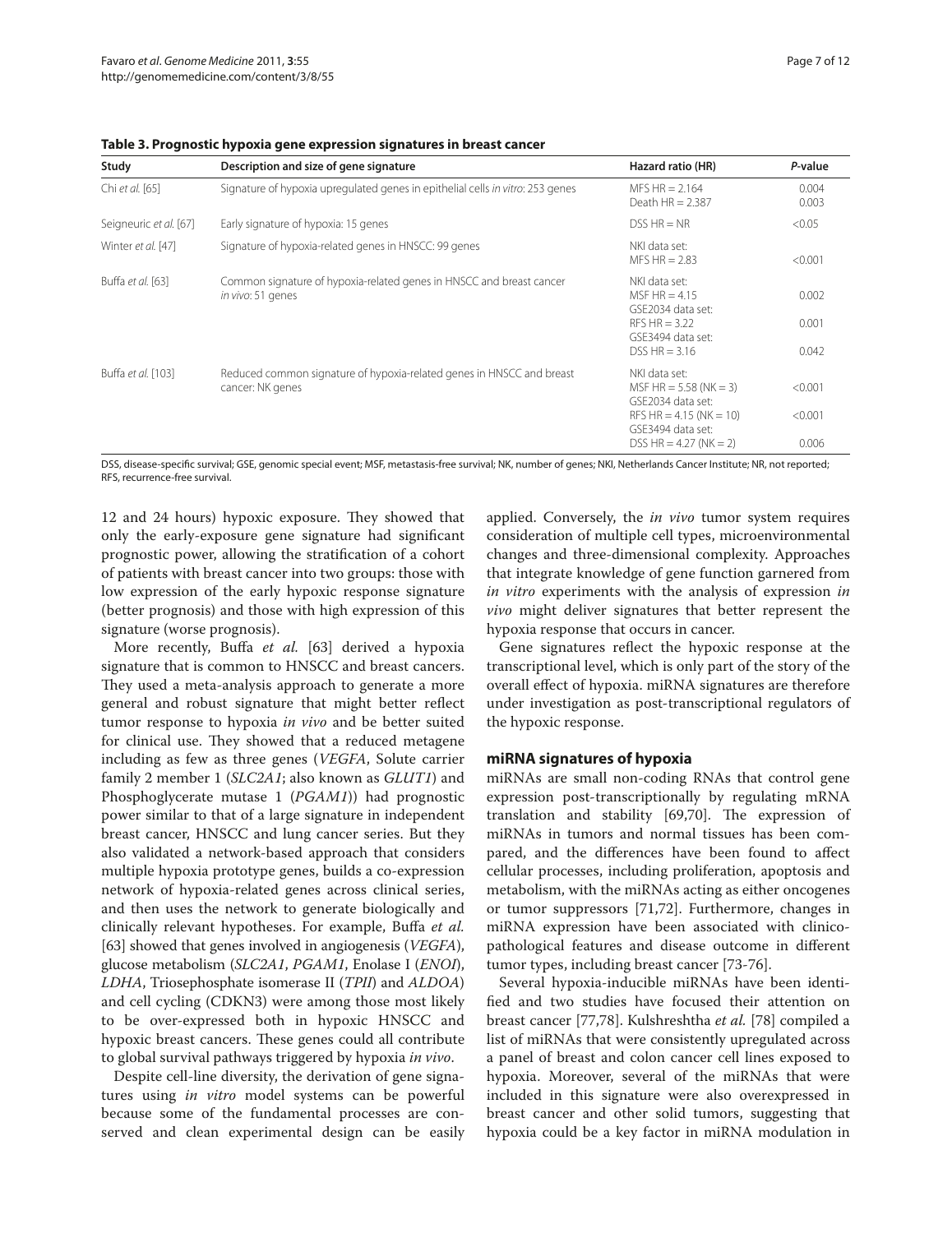**Table 3. Prognostic hypoxia gene expression signatures in breast cancer**

| Study | Description and size of gene signature | Hazard ratio (HR) | *P*-value |
|---|---|---|---|
| Chi *et al.* [65] | Signature of hypoxia upregulated genes in epithelial cells *in vitro*: 253 genes | MFS HR = 2.164<br>Death HR = 2.387 | 0.004<br>0.003 |
| Seigneuric *et al.* [67] | Early signature of hypoxia: 15 genes | DSS HR = NR | <0.05 |
| Winter *et al.* [47] | Signature of hypoxia-related genes in HNSCC: 99 genes | NKI data set:<br>MFS HR = 2.83 | <0.001 |
| Buffa *et al.* [63] | Common signature of hypoxia-related genes in HNSCC and breast cancer *in vivo*: 51 genes | NKI data set:<br>MSF HR = 4.15<br>GSE2034 data set:<br>RFS HR = 3.22<br>GSE3494 data set:<br>DSS HR = 3.16 | 0.002<br>0.001<br>0.042 |
| Buffa *et al.* [103] | Reduced common signature of hypoxia-related genes in HNSCC and breast cancer: NK genes | NKI data set:<br>MSF HR = 5.58 (NK = 3)<br>GSE2034 data set:<br>RFS HR = 4.15 (NK = 10)<br>GSE3494 data set:<br>DSS HR = 4.27 (NK = 2) | <0.001<br><0.001<br>0.006 |

DSS, disease-specific survival; GSE, genomic special event; MSF, metastasis-free survival; NK, number of genes; NKI, Netherlands Cancer Institute; NR, not reported; RFS, recurrence-free survival.

12 and 24 hours) hypoxic exposure. They showed that only the early-exposure gene signature had significant prognostic power, allowing the stratification of a cohort of patients with breast cancer into two groups: those with low expression of the early hypoxic response signature (better prognosis) and those with high expression of this signature (worse prognosis).

More recently, Buffa *et al.* [63] derived a hypoxia signature that is common to HNSCC and breast cancers. They used a meta-analysis approach to generate a more general and robust signature that might better reflect tumor response to hypoxia *in vivo* and be better suited for clinical use. They showed that a reduced metagene including as few as three genes (*VEGFA*, Solute carrier family 2 member 1 (*SLC2A1*; also known as *GLUT1*) and Phosphoglycerate mutase 1 (*PGAM1*)) had prognostic power similar to that of a large signature in independent breast cancer, HNSCC and lung cancer series. But they also validated a network-based approach that considers multiple hypoxia prototype genes, builds a co-expression network of hypoxia-related genes across clinical series, and then uses the network to generate biologically and clinically relevant hypotheses. For example, Buffa *et al.* [63] showed that genes involved in angiogenesis (*VEGFA*), glucose metabolism (*SLC2A1*, *PGAM1*, Enolase I (*ENOI*), *LDHA*, Triosephosphate isomerase II (*TPII*) and *ALDOA*) and cell cycling (CDKN3) were among those most likely to be over-expressed both in hypoxic HNSCC and hypoxic breast cancers. These genes could all contribute to global survival pathways triggered by hypoxia *in vivo*.

Despite cell-line diversity, the derivation of gene signatures using *in vitro* model systems can be powerful because some of the fundamental processes are conserved and clean experimental design can be easily applied. Conversely, the *in vivo* tumor system requires consideration of multiple cell types, microenvironmental changes and three-dimensional complexity. Approaches that integrate knowledge of gene function garnered from *in vitro* experiments with the analysis of expression *in vivo* might deliver signatures that better represent the hypoxia response that occurs in cancer.

Gene signatures reflect the hypoxic response at the transcriptional level, which is only part of the story of the overall effect of hypoxia. miRNA signatures are therefore under investigation as post-transcriptional regulators of the hypoxic response.

### miRNA signatures of hypoxia

miRNAs are small non-coding RNAs that control gene expression post-transcriptionally by regulating mRNA translation and stability [69,70]. The expression of miRNAs in tumors and normal tissues has been compared, and the differences have been found to affect cellular processes, including proliferation, apoptosis and metabolism, with the miRNAs acting as either oncogenes or tumor suppressors [71,72]. Furthermore, changes in miRNA expression have been associated with clinicopathological features and disease outcome in different tumor types, including breast cancer [73-76].

Several hypoxia-inducible miRNAs have been identified and two studies have focused their attention on breast cancer [77,78]. Kulshreshtha *et al.* [78] compiled a list of miRNAs that were consistently upregulated across a panel of breast and colon cancer cell lines exposed to hypoxia. Moreover, several of the miRNAs that were included in this signature were also overexpressed in breast cancer and other solid tumors, suggesting that hypoxia could be a key factor in miRNA modulation in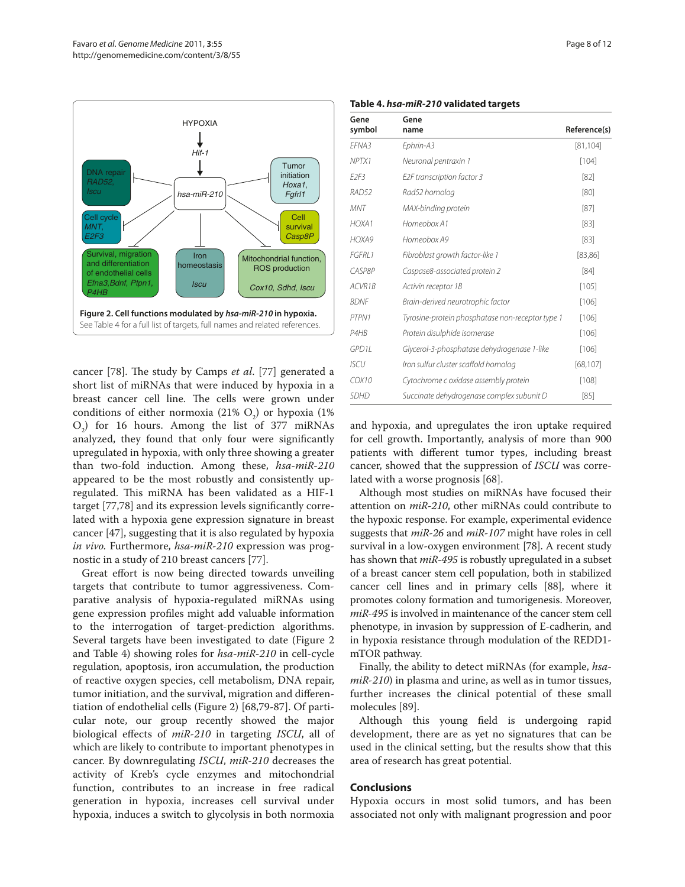Figure 2. Cell functions modulated by *hsa-miR-210* in hypoxia. See Table 4 for a full list of targets, full names and related references.

**Table 4. *hsa-miR-210* validated targets**

| Gene symbol | Gene name | Reference(s) |
|---|---|---|
| *EFNA3* | *Ephrin-A3* | [81,104] |
| *NPTX1* | *Neuronal pentraxin 1* | [104] |
| *E2F3* | *E2F transcription factor 3* | [82] |
| *RAD52* | *Rad52 homolog* | [80] |
| *MNT* | *MAX-binding protein* | [87] |
| *HOXA1* | *Homeobox A1* | [83] |
| *HOXA9* | *Homeobox A9* | [83] |
| *FGFRL1* | *Fibroblast growth factor-like 1* | [83,86] |
| *CASP8P* | *Caspase8-associated protein 2* | [84] |
| *ACVR1B* | *Activin receptor 1B* | [105] |
| *BDNF* | *Brain-derived neurotrophic factor* | [106] |
| *PTPN1* | *Tyrosine-protein phosphatase non-receptor type 1* | [106] |
| *P4HB* | *Protein disulphide isomerase* | [106] |
| *GPD1L* | *Glycerol-3-phosphatase dehydrogenase 1-like* | [106] |
| *ISCU* | *Iron sulfur cluster scaffold homolog* | [68,107] |
| *COX10* | *Cytochrome c oxidase assembly protein* | [108] |
| *SDHD* | *Succinate dehydrogenase complex subunit D* | [85] |

cancer [78]. The study by Camps *et al*. [77] generated a short list of miRNAs that were induced by hypoxia in a breast cancer cell line. The cells were grown under conditions of either normoxia (21% $O_2$) or hypoxia (1% $O_2$) for 16 hours. Among the list of 377 miRNAs analyzed, they found that only four were significantly upregulated in hypoxia, with only three showing a greater than two-fold induction. Among these, *hsa-miR-210* appeared to be the most robustly and consistently upregulated. This miRNA has been validated as a HIF-1 target [77,78] and its expression levels significantly correlated with a hypoxia gene expression signature in breast cancer [47], suggesting that it is also regulated by hypoxia *in vivo*. Furthermore, *hsa-miR-210* expression was prognostic in a study of 210 breast cancers [77].

Great effort is now being directed towards unveiling targets that contribute to tumor aggressiveness. Comparative analysis of hypoxia-regulated miRNAs using gene expression profiles might add valuable information to the interrogation of target-prediction algorithms. Several targets have been investigated to date (Figure 2 and Table 4) showing roles for *hsa-miR-210* in cell-cycle regulation, apoptosis, iron accumulation, the production of reactive oxygen species, cell metabolism, DNA repair, tumor initiation, and the survival, migration and differentiation of endothelial cells (Figure 2) [68,79-87]. Of particular note, our group recently showed the major biological effects of *miR-210* in targeting *ISCU*, all of which are likely to contribute to important phenotypes in cancer. By downregulating *ISCU*, *miR-210* decreases the activity of Kreb's cycle enzymes and mitochondrial function, contributes to an increase in free radical generation in hypoxia, increases cell survival under hypoxia, induces a switch to glycolysis in both normoxia and hypoxia, and upregulates the iron uptake required for cell growth. Importantly, analysis of more than 900 patients with different tumor types, including breast cancer, showed that the suppression of *ISCU* was correlated with a worse prognosis [68].

Although most studies on miRNAs have focused their attention on *miR-210*, other miRNAs could contribute to the hypoxic response. For example, experimental evidence suggests that *miR-26* and *miR-107* might have roles in cell survival in a low-oxygen environment [78]. A recent study has shown that *miR-495* is robustly upregulated in a subset of a breast cancer stem cell population, both in stabilized cancer cell lines and in primary cells [88], where it promotes colony formation and tumorigenesis. Moreover, *miR-495* is involved in maintenance of the cancer stem cell phenotype, in invasion by suppression of E-cadherin, and in hypoxia resistance through modulation of the REDD1-mTOR pathway.

Finally, the ability to detect miRNAs (for example, *hsa-miR-210*) in plasma and urine, as well as in tumor tissues, further increases the clinical potential of these small molecules [89].

Although this young field is undergoing rapid development, there are as yet no signatures that can be used in the clinical setting, but the results show that this area of research has great potential.

## Conclusions

Hypoxia occurs in most solid tumors, and has been associated not only with malignant progression and poor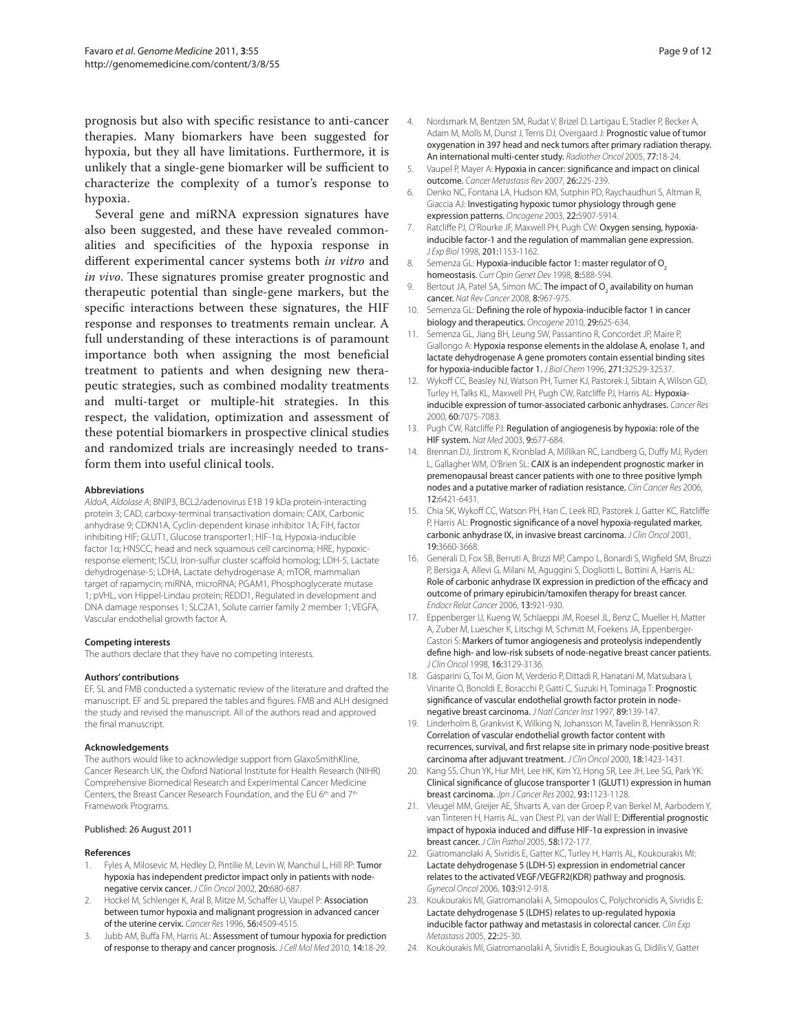prognosis but also with specific resistance to anti-cancer therapies. Many biomarkers have been suggested for hypoxia, but they all have limitations. Furthermore, it is unlikely that a single-gene biomarker will be sufficient to characterize the complexity of a tumor's response to hypoxia.

Several gene and miRNA expression signatures have also been suggested, and these have revealed commonalities and specificities of the hypoxia response in different experimental cancer systems both *in vitro* and *in vivo*. These signatures promise greater prognostic and therapeutic potential than single-gene markers, but the specific interactions between these signatures, the HIF response and responses to treatments remain unclear. A full understanding of these interactions is of paramount importance both when assigning the most beneficial treatment to patients and when designing new therapeutic strategies, such as combined modality treatments and multi-target or multiple-hit strategies. In this respect, the validation, optimization and assessment of these potential biomarkers in prospective clinical studies and randomized trials are increasingly needed to transform them into useful clinical tools.

#### Abbreviations

*AldoA*, *Aldolase A*; BNIP3, BCL2/adenovirus E1B 19 kDa protein-interacting protein 3; CAD, carboxy-terminal transactivation domain; CAIX, Carbonic anhydrase 9; CDKN1A, Cyclin-dependent kinase inhibitor 1A; FIH, factor inhibiting HIF; GLUT1, Glucose transporter1; HIF-1α, Hypoxia-inducible factor 1α; HNSCC, head and neck squamous cell carcinoma; HRE, hypoxic-response element; ISCU, Iron-sulfur cluster scaffold homolog; LDH-5, Lactate dehydrogenase-5; LDHA, Lactate dehydrogenase A; mTOR, mammalian target of rapamycin; miRNA, microRNA; PGAM1, Phosphoglycerate mutase 1; pVHL, von Hippel-Lindau protein; REDD1, Regulated in development and DNA damage responses 1; SLC2A1, Solute carrier family 2 member 1; VEGFA, Vascular endothelial growth factor A.

#### Competing interests

The authors declare that they have no competing interests.

#### Authors' contributions

EF, SL and FMB conducted a systematic review of the literature and drafted the manuscript. EF and SL prepared the tables and figures. FMB and ALH designed the study and revised the manuscript. All of the authors read and approved the final manuscript.

#### Acknowledgements

The authors would like to acknowledge support from GlaxoSmithKline, Cancer Research UK, the Oxford National Institute for Health Research (NIHR) Comprehensive Biomedical Research and Experimental Cancer Medicine Centers, the Breast Cancer Research Foundation, and the EU 6th and 7th Framework Programs.

Published: 26 August 2011

#### References

1. Fyles A, Milosevic M, Hedley D, Pintilie M, Levin W, Manchul L, Hill RP: **Tumor hypoxia has independent predictor impact only in patients with node-negative cervix cancer.** *J Clin Oncol* 2002, **20:**680-687.
2. Hockel M, Schlenger K, Aral B, Mitze M, Schaffer U, Vaupel P: **Association between tumor hypoxia and malignant progression in advanced cancer of the uterine cervix.** *Cancer Res* 1996, **56:**4509-4515.
3. Jubb AM, Buffa FM, Harris AL: **Assessment of tumour hypoxia for prediction of response to therapy and cancer prognosis.** *J Cell Mol Med* 2010, **14:**18-29.
4. Nordsmark M, Bentzen SM, Rudat V, Brizel D, Lartigau E, Stadler P, Becker A, Adam M, Molls M, Dunst J, Terris DJ, Overgaard J: **Prognostic value of tumor oxygenation in 397 head and neck tumors after primary radiation therapy. An international multi-center study.** *Radiother Oncol* 2005, **77:**18-24.
5. Vaupel P, Mayer A: **Hypoxia in cancer: significance and impact on clinical outcome.** *Cancer Metastasis Rev* 2007, **26:**225-239.
6. Denko NC, Fontana LA, Hudson KM, Sutphin PD, Raychaudhuri S, Altman R, Giaccia AJ: **Investigating hypoxic tumor physiology through gene expression patterns.** *Oncogene* 2003, **22:**5907-5914.
7. Ratcliffe PJ, O'Rourke JF, Maxwell PH, Pugh CW: **Oxygen sensing, hypoxia-inducible factor-1 and the regulation of mammalian gene expression.** *J Exp Biol* 1998, **201:**1153-1162.
8. Semenza GL: **Hypoxia-inducible factor 1: master regulator of $O_2$ homeostasis.** *Curr Opin Genet Dev* 1998, **8:**588-594.
9. Bertout JA, Patel SA, Simon MC: **The impact of $O_2$ availability on human cancer.** *Nat Rev Cancer* 2008, **8:**967-975.
10. Semenza GL: **Defining the role of hypoxia-inducible factor 1 in cancer biology and therapeutics.** *Oncogene* 2010, **29:**625-634.
11. Semenza GL, Jiang BH, Leung SW, Passantino R, Concordet JP, Maire P, Giallongo A: **Hypoxia response elements in the aldolase A, enolase 1, and lactate dehydrogenase A gene promoters contain essential binding sites for hypoxia-inducible factor 1.** *J Biol Chem* 1996, **271:**32529-32537.
12. Wykoff CC, Beasley NJ, Watson PH, Turner KJ, Pastorek J, Sibtain A, Wilson GD, Turley H, Talks KL, Maxwell PH, Pugh CW, Ratcliffe PJ, Harris AL: **Hypoxia-inducible expression of tumor-associated carbonic anhydrases.** *Cancer Res* 2000, **60:**7075-7083.
13. Pugh CW, Ratcliffe PJ: **Regulation of angiogenesis by hypoxia: role of the HIF system.** *Nat Med* 2003, **9:**677-684.
14. Brennan DJ, Jirstrom K, Kronblad A, Millikan RC, Landberg G, Duffy MJ, Ryden L, Gallagher WM, O'Brien SL: **CAIX is an independent prognostic marker in premenopausal breast cancer patients with one to three positive lymph nodes and a putative marker of radiation resistance.** *Clin Cancer Res* 2006, **12:**6421-6431.
15. Chia SK, Wykoff CC, Watson PH, Han C, Leek RD, Pastorek J, Gatter KC, Ratcliffe P, Harris AL: **Prognostic significance of a novel hypoxia-regulated marker, carbonic anhydrase IX, in invasive breast carcinoma.** *J Clin Oncol* 2001, **19:**3660-3668.
16. Generali D, Fox SB, Berruti A, Brizzi MP, Campo L, Bonardi S, Wigfield SM, Bruzzi P, Bersiga A, Allevi G, Milani M, Aguggini S, Dogliotti L, Bottini A, Harris AL: **Role of carbonic anhydrase IX expression in prediction of the efficacy and outcome of primary epirubicin/tamoxifen therapy for breast cancer.** *Endocr Relat Cancer* 2006, **13:**921-930.
17. Eppenberger U, Kueng W, Schlaeppi JM, Roesel JL, Benz C, Mueller H, Matter A, Zuber M, Luescher K, Litschgi M, Schmitt M, Foekens JA, Eppenberger-Castori S: **Markers of tumor angiogenesis and proteolysis independently define high- and low-risk subsets of node-negative breast cancer patients.** *J Clin Oncol* 1998, **16:**3129-3136.
18. Gasparini G, Toi M, Gion M, Verderio P, Dittadi R, Hanatani M, Matsubara I, Vinante O, Bonoldi E, Boracchi P, Gatti C, Suzuki H, Tominaga T: **Prognostic significance of vascular endothelial growth factor protein in node-negative breast carcinoma.** *J Natl Cancer Inst* 1997, **89:**139-147.
19. Linderholm B, Grankvist K, Wilking N, Johansson M, Tavelin B, Henriksson R: **Correlation of vascular endothelial growth factor content with recurrences, survival, and first relapse site in primary node-positive breast carcinoma after adjuvant treatment.** *J Clin Oncol* 2000, **18:**1423-1431.
20. Kang SS, Chun YK, Hur MH, Lee HK, Kim YJ, Hong SR, Lee JH, Lee SG, Park YK: **Clinical significance of glucose transporter 1 (GLUT1) expression in human breast carcinoma.** *Jpn J Cancer Res* 2002, **93:**1123-1128.
21. Vleugel MM, Greijer AE, Shvarts A, van der Groep P, van Berkel M, Aarbodem Y, van Tinteren H, Harris AL, van Diest PJ, van der Wall E: **Differential prognostic impact of hypoxia induced and diffuse HIF-1α expression in invasive breast cancer.** *J Clin Pathol* 2005, **58:**172-177.
22. Giatromanolaki A, Sivridis E, Gatter KC, Turley H, Harris AL, Koukourakis MI: **Lactate dehydrogenase 5 (LDH-5) expression in endometrial cancer relates to the activated VEGF/VEGFR2(KDR) pathway and prognosis.** *Gynecol Oncol* 2006, **103:**912-918.
23. Koukourakis MI, Giatromanolaki A, Simopoulos C, Polychronidis A, Sivridis E: **Lactate dehydrogenase 5 (LDH5) relates to up-regulated hypoxia inducible factor pathway and metastasis in colorectal cancer.** *Clin Exp Metastasis* 2005, **22:**25-30.
24. Koukourakis MI, Giatromanolaki A, Sivridis E, Bougioukas G, Didilis V, Gatter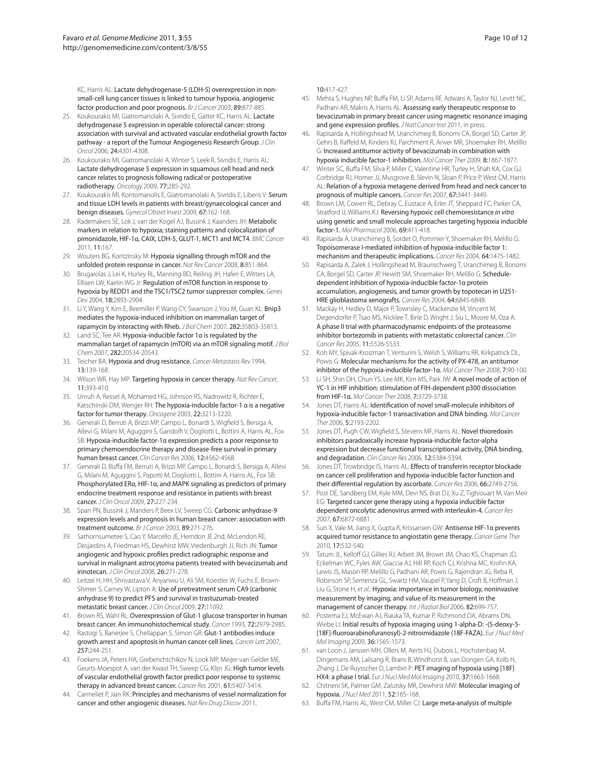KC, Harris AL: Lactate dehydrogenase-5 (LDH-5) overexpression in non-small-cell lung cancer tissues is linked to tumour hypoxia, angiogenic factor production and poor prognosis. *Br J Cancer* 2003, **89:**877-885.

25. Koukourakis MI, Giatromanolaki A, Sivridis E, Gatter KC, Harris AL: Lactate dehydrogenase 5 expression in operable colorectal cancer: strong association with survival and activated vascular endothelial growth factor pathway - a report of the Tumour Angiogenesis Research Group. *J Clin Oncol* 2006, **24:**4301-4308.
26. Koukourakis MI, Giatromanolaki A, Winter S, Leek R, Sivridis E, Harris AL: Lactate dehydrogenase 5 expression in squamous cell head and neck cancer relates to prognosis following radical or postoperative radiotherapy. *Oncology* 2009, **77:**285-292.
27. Koukourakis MI, Kontomanolis E, Giatromanolaki A, Sivridis E, Liberis V: Serum and tissue LDH levels in patients with breast/gynaecological cancer and benign diseases. *Gynecol Obstet Invest* 2009, **67:**162-168.
28. Rademakers SE, Lok J, van der Kogel AJ, Bussink J, Kaanders JH: Metabolic markers in relation to hypoxia; staining patterns and colocalization of pimonidazole, HIF-1α, CAIX, LDH-5, GLUT-1, MCT1 and MCT4. *BMC Cancer* 2011, **11:**167.
29. Wouters BG, Koritzinsky M: Hypoxia signalling through mTOR and the unfolded protein response in cancer. *Nat Rev Cancer* 2008, **8:**851-864.
30. Brugarolas J, Lei K, Hurley RL, Manning BD, Reiling JH, Hafen E, Witters LA, Ellisen LW, Kaelin WG Jr: Regulation of mTOR function in response to hypoxia by REDD1 and the TSC1/TSC2 tumor suppressor complex. *Genes Dev* 2004, **18:**2893-2904.
31. Li Y, Wang Y, Kim E, Beemiller P, Wang CY, Swanson J, You M, Guan KL: Bnip3 mediates the hypoxia-induced inhibition on mammalian target of rapamycin by interacting with Rheb. *J Biol Chem* 2007, **282:**35803-35813.
32. Land SC, Tee AR: Hypoxia-inducible factor 1α is regulated by the mammalian target of rapamycin (mTOR) via an mTOR signaling motif. *J Biol Chem* 2007, **282:**20534-20543.
33. Teicher BA: Hypoxia and drug resistance. *Cancer Metastasis Rev* 1994, **13:**139-168.
34. Wilson WR, Hay MP: Targeting hypoxia in cancer therapy. *Nat Rev Cancer*, **11:**393-410.
35. Unruh A, Ressel A, Mohamed HG, Johnson RS, Nadrowitz R, Richter E, Katschinski DM, Wenger RH: The hypoxia-inducible factor-1 α is a negative factor for tumor therapy. *Oncogene* 2003, **22:**3213-3220.
36. Generali D, Berruti A, Brizzi MP, Campo L, Bonardi S, Wigfield S, Bersiga A, Allevi G, Milani M, Aguggini S, Gandolfi V, Dogliotti L, Bottini A, Harris AL, Fox SB: Hypoxia-inducible factor-1α expression predicts a poor response to primary chemoendocrine therapy and disease-free survival in primary human breast cancer. *Clin Cancer Res* 2006, **12:**4562-4568.
37. Generali D, Buffa FM, Berruti A, Brizzi MP, Campo L, Bonardi S, Bersiga A, Allevi G, Milani M, Aguggini S, Papotti M, Dogliotti L, Bottini A, Harris AL, Fox SB: Phosphorylated ERα, HIF-1α, and MAPK signaling as predictors of primary endocrine treatment response and resistance in patients with breast cancer. *J Clin Oncol* 2009, **27:**227-234.
38. Span PN, Bussink J, Manders P, Beex LV, Sweep CG: Carbonic anhydrase-9 expression levels and prognosis in human breast cancer: association with treatment outcome. *Br J Cancer* 2003, **89:**271-276.
39. Sathornsumetee S, Cao Y, Marcello JE, Herndon JE 2nd, McLendon RE, Desjardins A, Friedman HS, Dewhirst MW, Vredenburgh JJ, Rich JN: Tumor angiogenic and hypoxic profiles predict radiographic response and survival in malignant astrocytoma patients treated with bevacizumab and irinotecan. *J Clin Oncol* 2008, **26:**271-278.
40. Leitzel H, HH, Shrivastava V, Anyanwu U, Ali SM, Koestler W, Fuchs E, Brown-Shimer S, Carney W, Lipton A: Use of pretreatment serum CA9 (carbonic anhydrase 9) to predict PFS and survival in trastuzumab-treated metastatic breast cancer. *J Clin Oncol* 2009, **27:**11092.
41. Brown RS, Wahl RL: Overexpression of Glut-1 glucose transporter in human breast cancer. An immunohistochemical study. *Cancer* 1993, **72:**2979-2985.
42. Rastogi S, Banerjee S, Chellappan S, Simon GR: Glut-1 antibodies induce growth arrest and apoptosis in human cancer cell lines. *Cancer Lett* 2007, **257:**244-251.
43. Foekens JA, Peters HA, Grebenchtchikov N, Look MP, Meijer-van Gelder ME, Geurts-Moespot A, van der Kwast TH, Sweep CG, Klijn JG: High tumor levels of vascular endothelial growth factor predict poor response to systemic therapy in advanced breast cancer. *Cancer Res* 2001, **61:**5407-5414.
44. Carmeliet P, Jain RK: Principles and mechanisms of vessel normalization for cancer and other angiogenic diseases. *Nat Rev Drug Discov* 2011, **10:**417-427.
45. Mehta S, Hughes NP, Buffa FM, Li SP, Adams RF, Adwani A, Taylor NJ, Levitt NC, Padhani AR, Makris A, Harris AL: Assessing early therapeutic response to bevacizumab in primary breast cancer using magnetic resonance imaging and gene expression profiles. *J Natl Cancer Inst* 2011, in press.
46. Rapisarda A, Hollingshead M, Uranchimeg B, Bonomi CA, Borgel SD, Carter JP, Gehrs B, Raffeld M, Kinders RJ, Parchment R, Anver MR, Shoemaker RH, Melillo G: Increased antitumor activity of bevacizumab in combination with hypoxia inducible factor-1 inhibition. *Mol Cancer Ther* 2009, **8:**1867-1877.
47. Winter SC, Buffa FM, Silva P, Miller C, Valentine HR, Turley H, Shah KA, Cox GJ, Corbridge RJ, Homer JJ, Musgrove B, Slevin N, Sloan P, Price P, West CM, Harris AL: Relation of a hypoxia metagene derived from head and neck cancer to prognosis of multiple cancers. *Cancer Res* 2007, **67:**3441-3449.
48. Brown LM, Cowen RL, Debray C, Eustace A, Erler JT, Sheppard FC, Parker CA, Stratford IJ, Williams KJ: Reversing hypoxic cell chemoresistance *in vitro* using genetic and small molecule approaches targeting hypoxia inducible factor-1. *Mol Pharmacol* 2006, **69:**411-418.
49. Rapisarda A, Uranchimeg B, Sordet O, Pommier Y, Shoemaker RH, Melillo G: Topoisomerase I-mediated inhibition of hypoxia-inducible factor 1: mechanism and therapeutic implications. *Cancer Res* 2004, **64:**1475-1482.
50. Rapisarda A, Zalek J, Hollingshead M, Braunschweig T, Uranchimeg B, Bonomi CA, Borgel SD, Carter JP, Hewitt SM, Shoemaker RH, Melillo G: Schedule-dependent inhibition of hypoxia-inducible factor-1α protein accumulation, angiogenesis, and tumor growth by topotecan in U251-HRE glioblastoma xenografts. *Cancer Res* 2004, **64:**6845-6848.
51. Mackay H, Hedley D, Major P, Townsley C, Mackenzie M, Vincent M, Degendorfer P, Tsao MS, Nicklee T, Birle D, Wright J, Siu L, Moore M, Oza A: A phase II trial with pharmacodynamic endpoints of the proteasome inhibitor bortezomib in patients with metastatic colorectal cancer. *Clin Cancer Res* 2005, **11:**5526-5533.
52. Koh MY, Spivak-Kroizman T, Venturini S, Welsh S, Williams RR, Kirkpatrick DL, Powis G: Molecular mechanisms for the activity of PX-478, an antitumor inhibitor of the hypoxia-inducible factor-1α. *Mol Cancer Ther* 2008, **7:**90-100.
53. Li SH, Shin DH, Chun YS, Lee MK, Kim MS, Park JW: A novel mode of action of YC-1 in HIF inhibition: stimulation of FIH-dependent p300 dissociation from HIF-1α. *Mol Cancer Ther* 2008, **7:**3729-3738.
54. Jones DT, Harris AL: Identification of novel small-molecule inhibitors of hypoxia-inducible factor-1 transactivation and DNA binding. *Mol Cancer Ther* 2006, **5:**2193-2202.
55. Jones DT, Pugh CW, Wigfield S, Stevens MF, Harris AL: Novel thioredoxin inhibitors paradoxically increase hypoxia-inducible factor-alpha expression but decrease functional transcriptional activity, DNA binding, and degradation. *Clin Cancer Res* 2006, **12:**5384-5394.
56. Jones DT, Trowbridge IS, Harris AL: Effects of transferrin receptor blockade on cancer cell proliferation and hypoxia-inducible factor function and their differential regulation by ascorbate. *Cancer Res* 2006, **66:**2749-2756.
57. Post DE, Sandberg EM, Kyle MM, Devi NS, Brat DJ, Xu Z, Tighiouart M, Van Meir EG: Targeted cancer gene therapy using a hypoxia inducible factor dependent oncolytic adenovirus armed with interleukin-4. *Cancer Res* 2007, **67:**6872-6881.
58. Sun X, Vale M, Jiang X, Gupta R, Krissansen GW: Antisense HIF-1α prevents acquired tumor resistance to angiostatin gene therapy. *Cancer Gene Ther* 2010, **17:**532-540.
59. Tatum JL, Kelloff GJ, Gillies RJ, Arbeit JM, Brown JM, Chao KS, Chapman JD, Eckelman WC, Fyles AW, Giaccia AJ, Hill RP, Koch CJ, Krishna MC, Krohn KA, Lewis JS, Mason RP, Melillo G, Padhani AR, Powis G, Rajendran JG, Reba R, Robinson SP, Semenza GL, Swartz HM, Vaupel P, Yang D, Croft B, Hoffman J, Liu G, Stone H, *et al.*: Hypoxia: importance in tumor biology, noninvasive measurement by imaging, and value of its measurement in the management of cancer therapy. *Int J Radiat Biol* 2006, **82:**699-757.
60. Postema EJ, McEwan AJ, Riauka TA, Kumar P, Richmond DA, Abrams DN, Wiebe LI: Initial results of hypoxia imaging using 1-alpha-D: -(5-deoxy-5-[18F]-fluoroarabinofuranosyl)-2-nitroimidazole (18F-FAZA). *Eur J Nucl Med Mol Imaging* 2009, **36:**1565-1573.
61. van Loon J, Janssen MH, Ollers M, Aerts HJ, Dubois L, Hochstenbag M, Dingemans AM, Lalisang R, Brans B, Windhorst B, van Dongen GA, Kolb H, Zhang J, De Ruysscher D, Lambin P: PET imaging of hypoxia using [18F] HX4: a phase I trial. *Eur J Nucl Med Mol Imaging* 2010, **37:**1663-1668.
62. Chitneni SK, Palmer GM, Zalutsky MR, Dewhirst MW: Molecular imaging of hypoxia. *J Nucl Med* 2011, **52:**165-168.
63. Buffa FM, Harris AL, West CM, Miller CJ: Large meta-analysis of multiple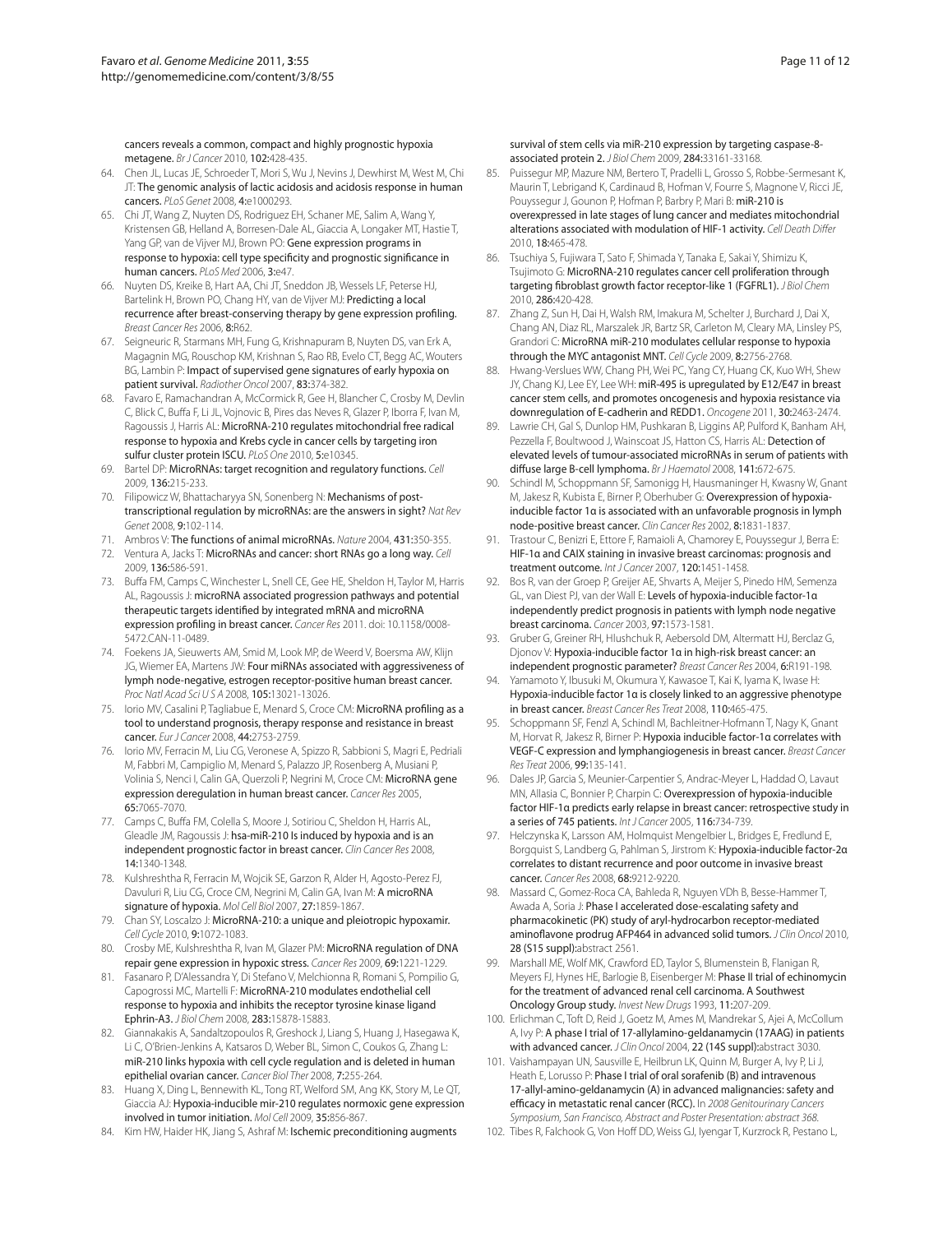cancers reveals a common, compact and highly prognostic hypoxia metagene. *Br J Cancer* 2010, **102:**428-435.

64. Chen JL, Lucas JE, Schroeder T, Mori S, Wu J, Nevins J, Dewhirst M, West M, Chi JT: The genomic analysis of lactic acidosis and acidosis response in human cancers. *PLoS Genet* 2008, **4:**e1000293.
65. Chi JT, Wang Z, Nuyten DS, Rodriguez EH, Schaner ME, Salim A, Wang Y, Kristensen GB, Helland A, Borresen-Dale AL, Giaccia A, Longaker MT, Hastie T, Yang GP, van de Vijver MJ, Brown PO: Gene expression programs in response to hypoxia: cell type specificity and prognostic significance in human cancers. *PLoS Med* 2006, **3:**e47.
66. Nuyten DS, Kreike B, Hart AA, Chi JT, Sneddon JB, Wessels LF, Peterse HJ, Bartelink H, Brown PO, Chang HY, van de Vijver MJ: Predicting a local recurrence after breast-conserving therapy by gene expression profiling. *Breast Cancer Res* 2006, **8:**R62.
67. Seigneuric R, Starmans MH, Fung G, Krishnapuram B, Nuyten DS, van Erk A, Magagnin MG, Rouschop KM, Krishnan S, Rao RB, Evelo CT, Begg AC, Wouters BG, Lambin P: Impact of supervised gene signatures of early hypoxia on patient survival. *Radiother Oncol* 2007, **83:**374-382.
68. Favaro E, Ramachandran A, McCormick R, Gee H, Blancher C, Crosby M, Devlin C, Blick C, Buffa F, Li JL, Vojnovic B, Pires das Neves R, Glazer P, Iborra F, Ivan M, Ragoussis J, Harris AL: MicroRNA-210 regulates mitochondrial free radical response to hypoxia and Krebs cycle in cancer cells by targeting iron sulfur cluster protein ISCU. *PLoS One* 2010, **5:**e10345.
69. Bartel DP: MicroRNAs: target recognition and regulatory functions. *Cell* 2009, **136:**215-233.
70. Filipowicz W, Bhattacharyya SN, Sonenberg N: Mechanisms of post-transcriptional regulation by microRNAs: are the answers in sight? *Nat Rev Genet* 2008, **9:**102-114.
71. Ambros V: The functions of animal microRNAs. *Nature* 2004, **431:**350-355.
72. Ventura A, Jacks T: MicroRNAs and cancer: short RNAs go a long way. *Cell* 2009, **136:**586-591.
73. Buffa FM, Camps C, Winchester L, Snell CE, Gee HE, Sheldon H, Taylor M, Harris AL, Ragoussis J: microRNA associated progression pathways and potential therapeutic targets identified by integrated mRNA and microRNA expression profiling in breast cancer. *Cancer Res* 2011. doi: 10.1158/0008-5472.CAN-11-0489.
74. Foekens JA, Sieuwerts AM, Smid M, Look MP, de Weerd V, Boersma AW, Klijn JG, Wiemer EA, Martens JW: Four miRNAs associated with aggressiveness of lymph node-negative, estrogen receptor-positive human breast cancer. *Proc Natl Acad Sci U S A* 2008, **105:**13021-13026.
75. Iorio MV, Casalini P, Tagliabue E, Menard S, Croce CM: MicroRNA profiling as a tool to understand prognosis, therapy response and resistance in breast cancer. *Eur J Cancer* 2008, **44:**2753-2759.
76. Iorio MV, Ferracin M, Liu CG, Veronese A, Spizzo R, Sabbioni S, Magri E, Pedriali M, Fabbri M, Campiglio M, Menard S, Palazzo JP, Rosenberg A, Musiani P, Volinia S, Nenci I, Calin GA, Querzoli P, Negrini M, Croce CM: MicroRNA gene expression deregulation in human breast cancer. *Cancer Res* 2005, **65:**7065-7070.
77. Camps C, Buffa FM, Colella S, Moore J, Sotiriou C, Sheldon H, Harris AL, Gleadle JM, Ragoussis J: hsa-miR-210 Is induced by hypoxia and is an independent prognostic factor in breast cancer. *Clin Cancer Res* 2008, **14:**1340-1348.
78. Kulshreshtha R, Ferracin M, Wojcik SE, Garzon R, Alder H, Agosto-Perez FJ, Davuluri R, Liu CG, Croce CM, Negrini M, Calin GA, Ivan M: A microRNA signature of hypoxia. *Mol Cell Biol* 2007, **27:**1859-1867.
79. Chan SY, Loscalzo J: MicroRNA-210: a unique and pleiotropic hypoxamir. *Cell Cycle* 2010, **9:**1072-1083.
80. Crosby ME, Kulshreshtha R, Ivan M, Glazer PM: MicroRNA regulation of DNA repair gene expression in hypoxic stress. *Cancer Res* 2009, **69:**1221-1229.
81. Fasanaro P, D'Alessandra Y, Di Stefano V, Melchionna R, Romani S, Pompilio G, Capogrossi MC, Martelli F: MicroRNA-210 modulates endothelial cell response to hypoxia and inhibits the receptor tyrosine kinase ligand Ephrin-A3. *J Biol Chem* 2008, **283:**15878-15883.
82. Giannakakis A, Sandaltzopoulos R, Greshock J, Liang S, Huang J, Hasegawa K, Li C, O'Brien-Jenkins A, Katsaros D, Weber BL, Simon C, Coukos G, Zhang L: miR-210 links hypoxia with cell cycle regulation and is deleted in human epithelial ovarian cancer. *Cancer Biol Ther* 2008, **7:**255-264.
83. Huang X, Ding L, Bennewith KL, Tong RT, Welford SM, Ang KK, Story M, Le QT, Giaccia AJ: Hypoxia-inducible mir-210 regulates normoxic gene expression involved in tumor initiation. *Mol Cell* 2009, **35:**856-867.
84. Kim HW, Haider HK, Jiang S, Ashraf M: Ischemic preconditioning augments survival of stem cells via miR-210 expression by targeting caspase-8-associated protein 2. *J Biol Chem* 2009, **284:**33161-33168.
85. Puissegur MP, Mazure NM, Bertero T, Pradelli L, Grosso S, Robbe-Sermesant K, Maurin T, Lebrigand K, Cardinaud B, Hofman V, Fourre S, Magnone V, Ricci JE, Pouyssegur J, Gounon P, Hofman P, Barbry P, Mari B: miR-210 is overexpressed in late stages of lung cancer and mediates mitochondrial alterations associated with modulation of HIF-1 activity. *Cell Death Differ* 2010, **18:**465-478.
86. Tsuchiya S, Fujiwara T, Sato F, Shimada Y, Tanaka E, Sakai Y, Shimizu K, Tsujimoto G: MicroRNA-210 regulates cancer cell proliferation through targeting fibroblast growth factor receptor-like 1 (FGFRL1). *J Biol Chem* 2010, **286:**420-428.
87. Zhang Z, Sun H, Dai H, Walsh RM, Imakura M, Schelter J, Burchard J, Dai X, Chang AN, Diaz RL, Marszalek JR, Bartz SR, Carleton M, Cleary MA, Linsley PS, Grandori C: MicroRNA miR-210 modulates cellular response to hypoxia through the MYC antagonist MNT. *Cell Cycle* 2009, **8:**2756-2768.
88. Hwang-Verslues WW, Chang PH, Wei PC, Yang CY, Huang CK, Kuo WH, Shew JY, Chang KJ, Lee EY, Lee WH: miR-495 is upregulated by E12/E47 in breast cancer stem cells, and promotes oncogenesis and hypoxia resistance via downregulation of E-cadherin and REDD1. *Oncogene* 2011, **30:**2463-2474.
89. Lawrie CH, Gal S, Dunlop HM, Pushkaran B, Liggins AP, Pulford K, Banham AH, Pezzella F, Boultwood J, Wainscoat JS, Hatton CS, Harris AL: Detection of elevated levels of tumour-associated microRNAs in serum of patients with diffuse large B-cell lymphoma. *Br J Haematol* 2008, **141:**672-675.
90. Schindl M, Schoppmann SF, Samonigg H, Hausmaninger H, Kwasny W, Gnant M, Jakesz R, Kubista E, Birner P, Oberhuber G: Overexpression of hypoxia-inducible factor 1α is associated with an unfavorable prognosis in lymph node-positive breast cancer. *Clin Cancer Res* 2002, **8:**1831-1837.
91. Trastour C, Benizri E, Ettore F, Ramaioli A, Chamorey E, Pouyssegur J, Berra E: HIF-1α and CAIX staining in invasive breast carcinomas: prognosis and treatment outcome. *Int J Cancer* 2007, **120:**1451-1458.
92. Bos R, van der Groep P, Greijer AE, Shvarts A, Meijer S, Pinedo HM, Semenza GL, van Diest PJ, van der Wall E: Levels of hypoxia-inducible factor-1α independently predict prognosis in patients with lymph node negative breast carcinoma. *Cancer* 2003, **97:**1573-1581.
93. Gruber G, Greiner RH, Hlushchuk R, Aebersold DM, Altermatt HJ, Berclaz G, Djonov V: Hypoxia-inducible factor 1α in high-risk breast cancer: an independent prognostic parameter? *Breast Cancer Res* 2004, **6:**R191-198.
94. Yamamoto Y, Ibusuki M, Okumura Y, Kawasoe T, Kai K, Iyama K, Iwase H: Hypoxia-inducible factor 1α is closely linked to an aggressive phenotype in breast cancer. *Breast Cancer Res Treat* 2008, **110:**465-475.
95. Schoppmann SF, Fenzl A, Schindl M, Bachleitner-Hofmann T, Nagy K, Gnant M, Horvat R, Jakesz R, Birner P: Hypoxia inducible factor-1α correlates with VEGF-C expression and lymphangiogenesis in breast cancer. *Breast Cancer Res Treat* 2006, **99:**135-141.
96. Dales JP, Garcia S, Meunier-Carpentier S, Andrac-Meyer L, Haddad O, Lavaut MN, Allasia C, Bonnier P, Charpin C: Overexpression of hypoxia-inducible factor HIF-1α predicts early relapse in breast cancer: retrospective study in a series of 745 patients. *Int J Cancer* 2005, **116:**734-739.
97. Helczynska K, Larsson AM, Holmquist Mengelbier L, Bridges E, Fredlund E, Borgquist S, Landberg G, Pahlman S, Jirstrom K: Hypoxia-inducible factor-2α correlates to distant recurrence and poor outcome in invasive breast cancer. *Cancer Res* 2008, **68:**9212-9220.
98. Massard C, Gomez-Roca CA, Bahleda R, Nguyen VDh B, Besse-Hammer T, Awada A, Soria J: Phase I accelerated dose-escalating safety and pharmacokinetic (PK) study of aryl-hydrocarbon receptor-mediated aminoflavone prodrug AFP464 in advanced solid tumors. *J Clin Oncol* 2010, **28 (S15 suppl):**abstract 2561.
99. Marshall ME, Wolf MK, Crawford ED, Taylor S, Blumenstein B, Flanigan R, Meyers FJ, Hynes HE, Barlogie B, Eisenberger M: Phase II trial of echinomycin for the treatment of advanced renal cell carcinoma. A Southwest Oncology Group study. *Invest New Drugs* 1993, **11:**207-209.
100. Erlichman C, Toft D, Reid J, Goetz M, Ames M, Mandrekar S, Ajei A, McCollum A, Ivy P: A phase I trial of 17-allylamino-geldanamycin (17AAG) in patients with advanced cancer. *J Clin Oncol* 2004, **22 (14S suppl):**abstract 3030.
101. Vaishampayan UN, Sausville E, Heilbrun LK, Quinn M, Burger A, Ivy P, Li J, Heath E, Lorusso P: Phase I trial of oral sorafenib (B) and intravenous 17-allyl-amino-geldanamycin (A) in advanced malignancies: safety and efficacy in metastatic renal cancer (RCC). In *2008 Genitourinary Cancers Symposium, San Francisco, Abstract and Poster Presentation: abstract 368.*
102. Tibes R, Falchook G, Von Hoff DD, Weiss GJ, Iyengar T, Kurzrock R, Pestano L,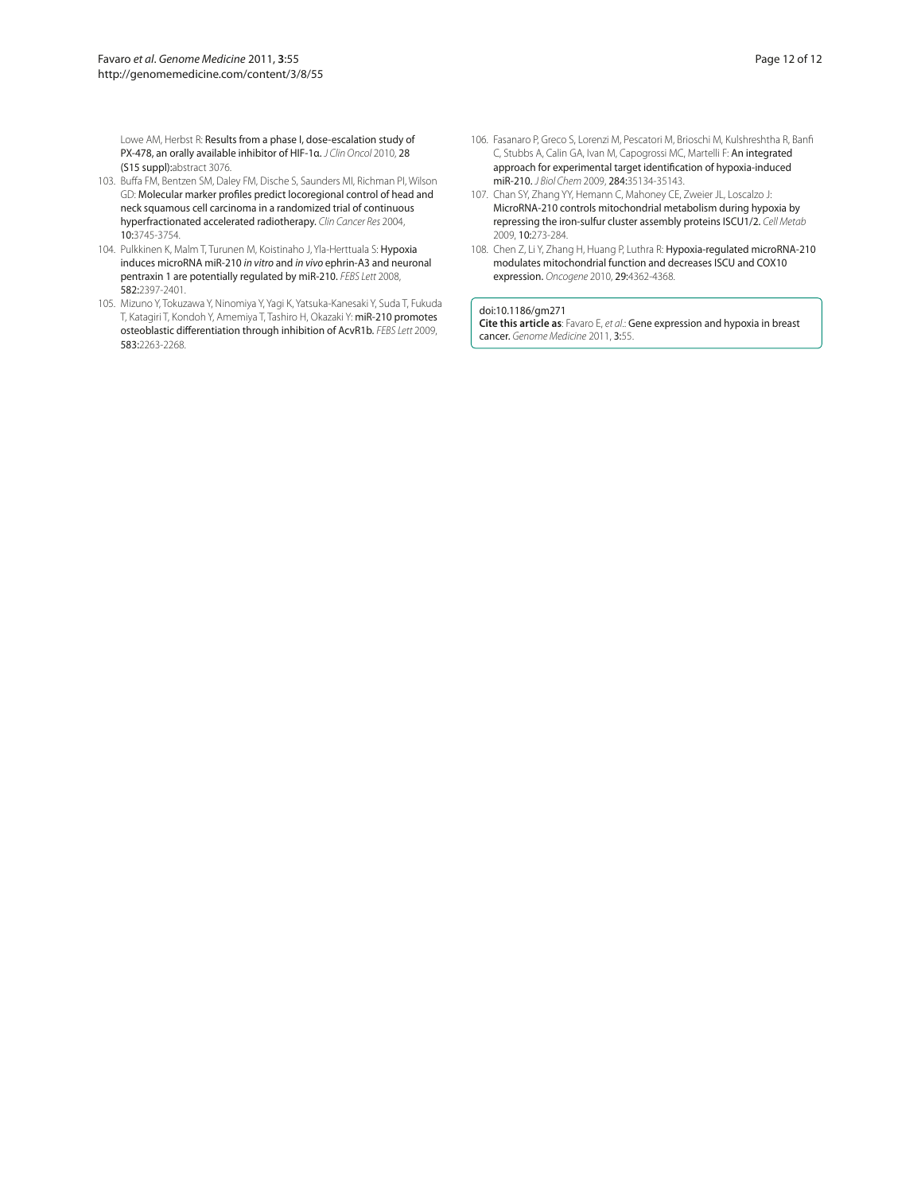Lowe AM, Herbst R: **Results from a phase I, dose-escalation study of PX-478, an orally available inhibitor of HIF-1α.** *J Clin Oncol* 2010, **28 (S15 suppl):**abstract 3076.

103. Buffa FM, Bentzen SM, Daley FM, Dische S, Saunders MI, Richman PI, Wilson GD: **Molecular marker profiles predict locoregional control of head and neck squamous cell carcinoma in a randomized trial of continuous hyperfractionated accelerated radiotherapy.** *Clin Cancer Res* 2004, **10:**3745-3754.
104. Pulkkinen K, Malm T, Turunen M, Koistinaho J, Yla-Herttuala S: **Hypoxia induces microRNA miR-210 *in vitro* and *in vivo* ephrin-A3 and neuronal pentraxin 1 are potentially regulated by miR-210.** *FEBS Lett* 2008, **582:**2397-2401.
105. Mizuno Y, Tokuzawa Y, Ninomiya Y, Yagi K, Yatsuka-Kanesaki Y, Suda T, Fukuda T, Katagiri T, Kondoh Y, Amemiya T, Tashiro H, Okazaki Y: **miR-210 promotes osteoblastic differentiation through inhibition of AcvR1b.** *FEBS Lett* 2009, **583:**2263-2268.
106. Fasanaro P, Greco S, Lorenzi M, Pescatori M, Brioschi M, Kulshreshtha R, Banfi C, Stubbs A, Calin GA, Ivan M, Capogrossi MC, Martelli F: **An integrated approach for experimental target identification of hypoxia-induced miR-210.** *J Biol Chem* 2009, **284:**35134-35143.
107. Chan SY, Zhang YY, Hemann C, Mahoney CE, Zweier JL, Loscalzo J: **MicroRNA-210 controls mitochondrial metabolism during hypoxia by repressing the iron-sulfur cluster assembly proteins ISCU1/2.** *Cell Metab* 2009, **10:**273-284.
108. Chen Z, Li Y, Zhang H, Huang P, Luthra R: **Hypoxia-regulated microRNA-210 modulates mitochondrial function and decreases ISCU and COX10 expression.** *Oncogene* 2010, **29:**4362-4368.

doi:10.1186/gm271
**Cite this article as**: Favaro E, *et al.*: Gene expression and hypoxia in breast cancer. *Genome Medicine* 2011, **3:**55.